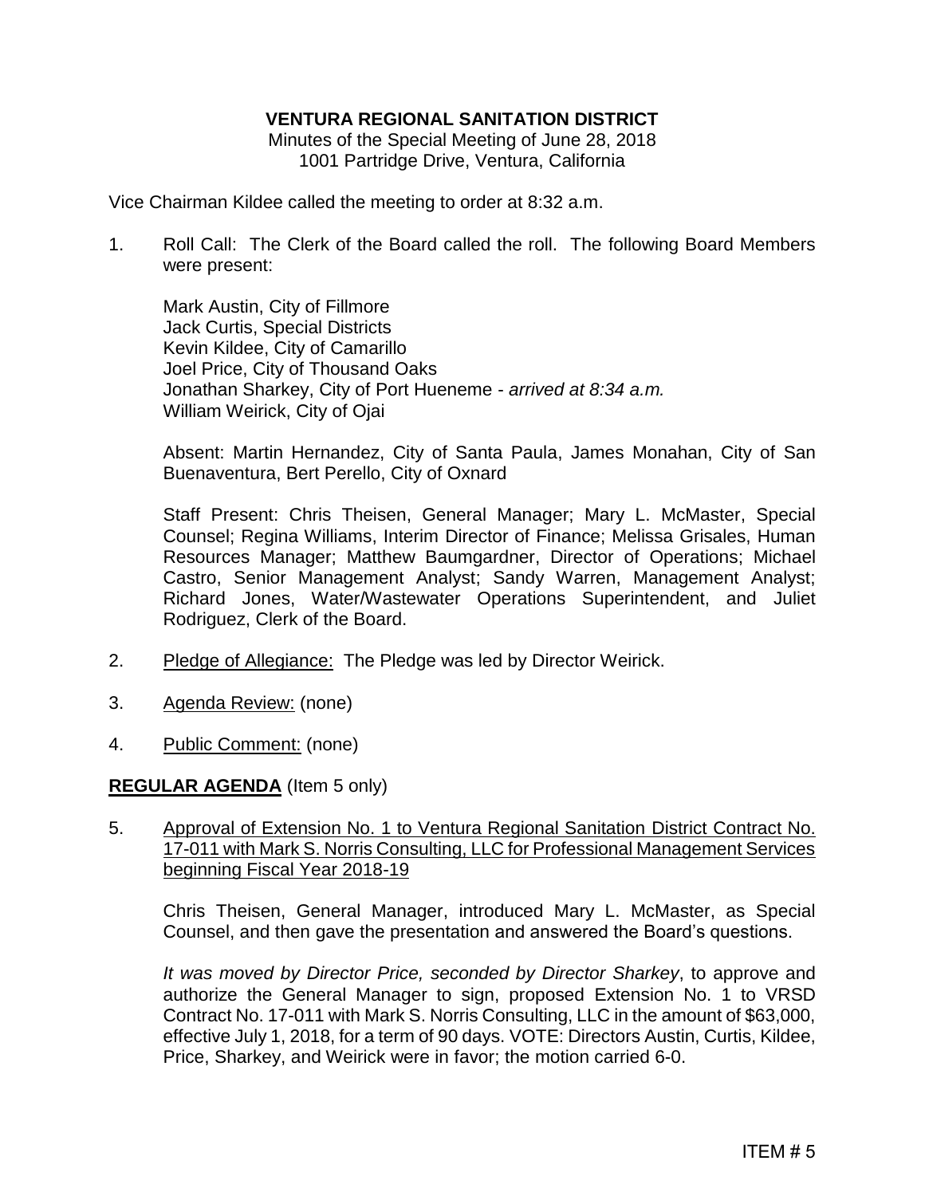**VENTURA REGIONAL SANITATION DISTRICT**

Minutes of the Special Meeting of June 28, 2018
1001 Partridge Drive, Ventura, California

Vice Chairman Kildee called the meeting to order at 8:32 a.m.

1. Roll Call: The Clerk of the Board called the roll. The following Board Members were present:

   Mark Austin, City of Fillmore
   Jack Curtis, Special Districts
   Kevin Kildee, City of Camarillo
   Joel Price, City of Thousand Oaks
   Jonathan Sharkey, City of Port Hueneme - *arrived at 8:34 a.m.*
   William Weirick, City of Ojai

   Absent: Martin Hernandez, City of Santa Paula, James Monahan, City of San Buenaventura, Bert Perello, City of Oxnard

   Staff Present: Chris Theisen, General Manager; Mary L. McMaster, Special Counsel; Regina Williams, Interim Director of Finance; Melissa Grisales, Human Resources Manager; Matthew Baumgardner, Director of Operations; Michael Castro, Senior Management Analyst; Sandy Warren, Management Analyst; Richard Jones, Water/Wastewater Operations Superintendent, and Juliet Rodriguez, Clerk of the Board.

2. <u>Pledge of Allegiance:</u> The Pledge was led by Director Weirick.

3. <u>Agenda Review:</u> (none)

4. <u>Public Comment:</u> (none)

**<u>REGULAR AGENDA</u>** (Item 5 only)

5. <u>Approval of Extension No. 1 to Ventura Regional Sanitation District Contract No. 17-011 with Mark S. Norris Consulting, LLC for Professional Management Services beginning Fiscal Year 2018-19</u>

   Chris Theisen, General Manager, introduced Mary L. McMaster, as Special Counsel, and then gave the presentation and answered the Board's questions.

   *It was moved by Director Price, seconded by Director Sharkey*, to approve and authorize the General Manager to sign, proposed Extension No. 1 to VRSD Contract No. 17-011 with Mark S. Norris Consulting, LLC in the amount of $63,000, effective July 1, 2018, for a term of 90 days. VOTE: Directors Austin, Curtis, Kildee, Price, Sharkey, and Weirick were in favor; the motion carried 6-0.

ITEM # 5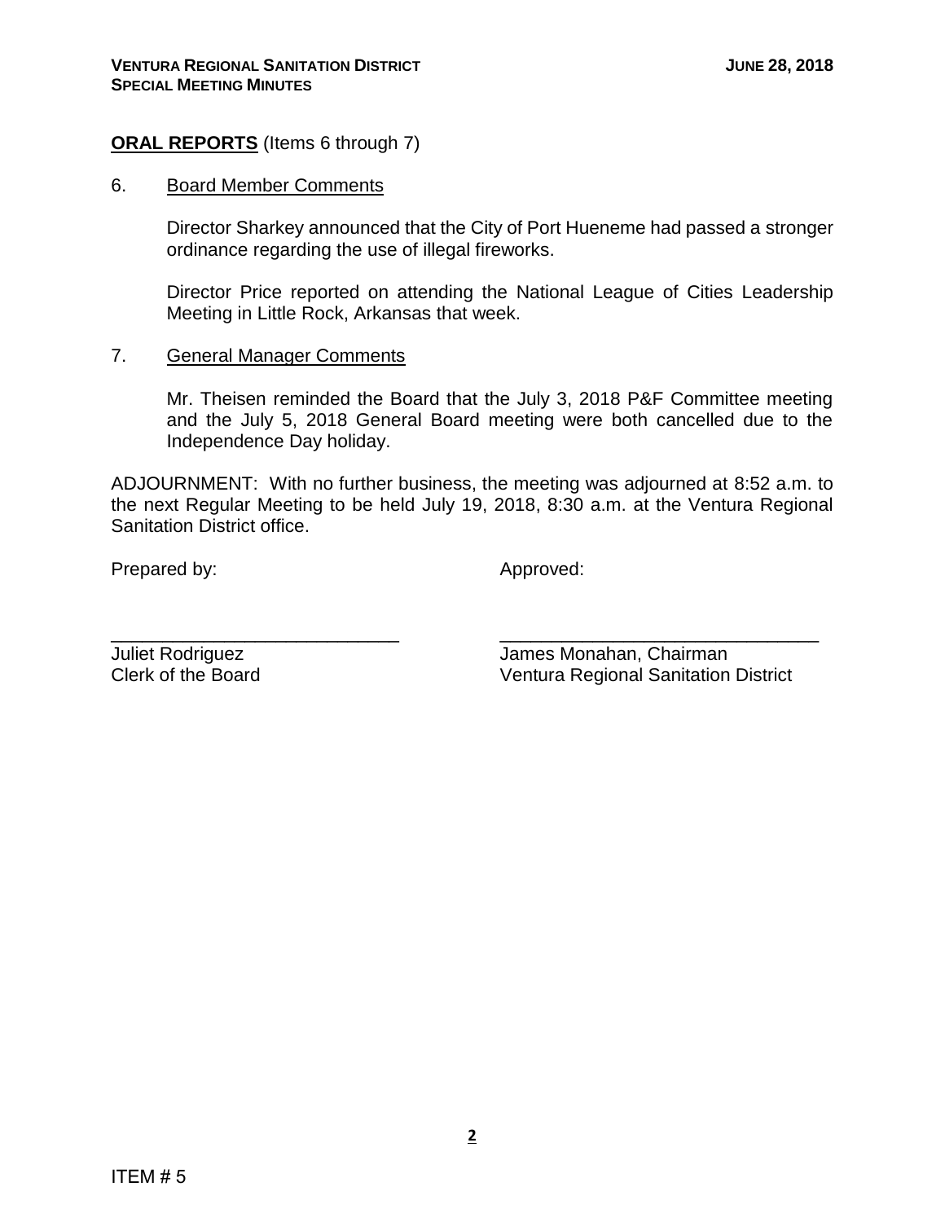**ORAL REPORTS** (Items 6 through 7)

6. Board Member Comments

   Director Sharkey announced that the City of Port Hueneme had passed a stronger ordinance regarding the use of illegal fireworks.

   Director Price reported on attending the National League of Cities Leadership Meeting in Little Rock, Arkansas that week.

7. General Manager Comments

   Mr. Theisen reminded the Board that the July 3, 2018 P&F Committee meeting and the July 5, 2018 General Board meeting were both cancelled due to the Independence Day holiday.

ADJOURNMENT: With no further business, the meeting was adjourned at 8:52 a.m. to the next Regular Meeting to be held July 19, 2018, 8:30 a.m. at the Ventura Regional Sanitation District office.

Prepared by:

\_\_\_\_\_\_\_\_\_\_\_\_\_\_\_\_\_\_\_\_\_\_\_\_\_\_\_\_\_\_
Juliet Rodriguez
Clerk of the Board

Approved:

\_\_\_\_\_\_\_\_\_\_\_\_\_\_\_\_\_\_\_\_\_\_\_\_\_\_\_\_\_\_
James Monahan, Chairman
Ventura Regional Sanitation District

ITEM # 5